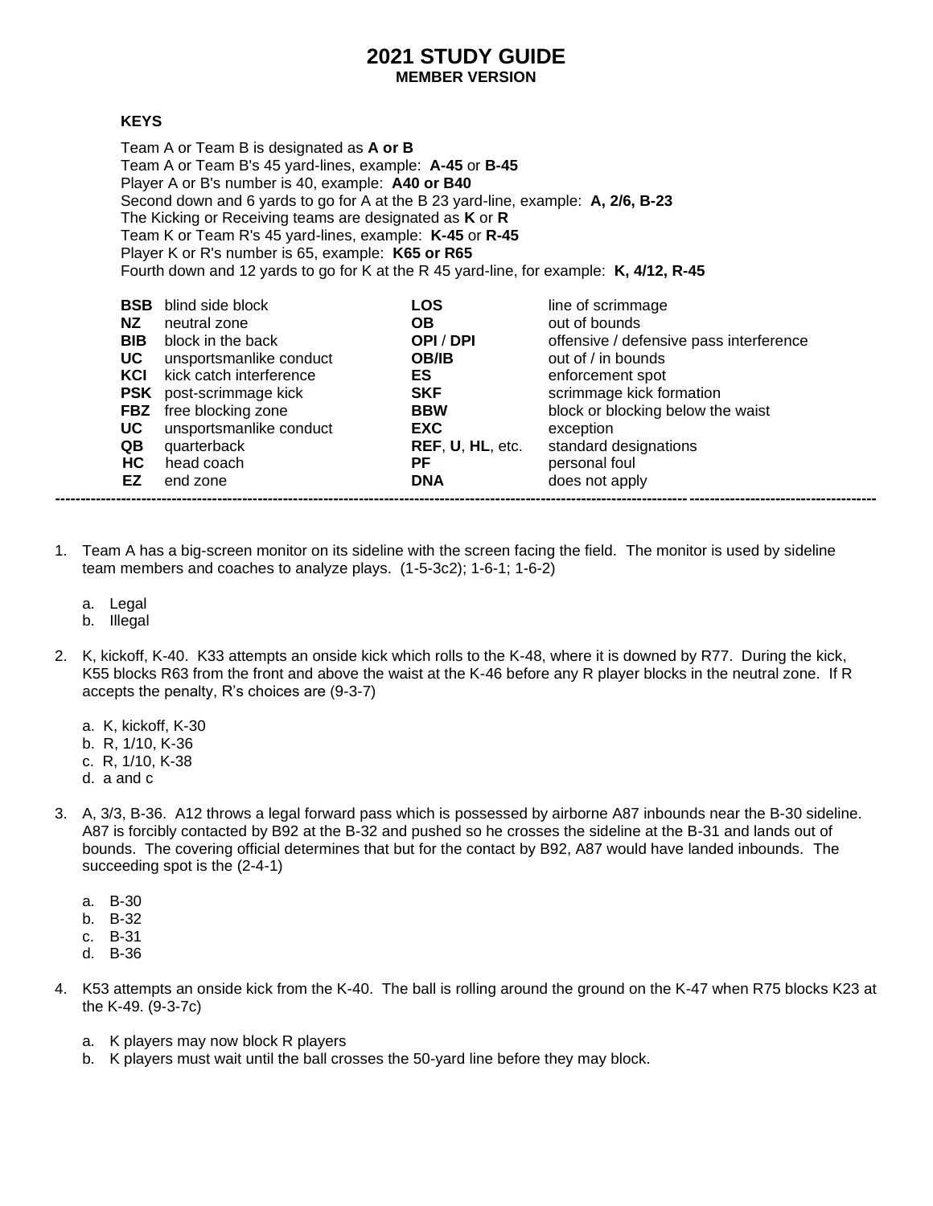# 2021 STUDY GUIDE

**MEMBER VERSION**

**KEYS**

Team A or Team B is designated as **A or B**
Team A or Team B's 45 yard-lines, example: **A-45** or **B-45**
Player A or B's number is 40, example: **A40 or B40**
Second down and 6 yards to go for A at the B 23 yard-line, example: **A, 2/6, B-23**
The Kicking or Receiving teams are designated as **K** or **R**
Team K or Team R's 45 yard-lines, example: **K-45** or **R-45**
Player K or R's number is 65, example: **K65 or R65**
Fourth down and 12 yards to go for K at the R 45 yard-line, for example: **K, 4/12, R-45**

| | | | |
|---|---|---|---|
| **BSB** | blind side block | **LOS** | line of scrimmage |
| **NZ** | neutral zone | **OB** | out of bounds |
| **BIB** | block in the back | **OPI** / **DPI** | offensive / defensive pass interference |
| **UC** | unsportsmanlike conduct | **OB/IB** | out of / in bounds |
| **KCI** | kick catch interference | **ES** | enforcement spot |
| **PSK** | post-scrimmage kick | **SKF** | scrimmage kick formation |
| **FBZ** | free blocking zone | **BBW** | block or blocking below the waist |
| **UC** | unsportsmanlike conduct | **EXC** | exception |
| **QB** | quarterback | **REF**, **U**, **HL**, etc. | standard designations |
| **HC** | head coach | **PF** | personal foul |
| **EZ** | end zone | **DNA** | does not apply |

---

1. Team A has a big-screen monitor on its sideline with the screen facing the field. The monitor is used by sideline team members and coaches to analyze plays. (1-5-3c2); 1-6-1; 1-6-2)

   a. Legal
   b. Illegal

2. K, kickoff, K-40. K33 attempts an onside kick which rolls to the K-48, where it is downed by R77. During the kick, K55 blocks R63 from the front and above the waist at the K-46 before any R player blocks in the neutral zone. If R accepts the penalty, R's choices are (9-3-7)

   a. K, kickoff, K-30
   b. R, 1/10, K-36
   c. R, 1/10, K-38
   d. a and c

3. A, 3/3, B-36. A12 throws a legal forward pass which is possessed by airborne A87 inbounds near the B-30 sideline. A87 is forcibly contacted by B92 at the B-32 and pushed so he crosses the sideline at the B-31 and lands out of bounds. The covering official determines that but for the contact by B92, A87 would have landed inbounds. The succeeding spot is the (2-4-1)

   a. B-30
   b. B-32
   c. B-31
   d. B-36

4. K53 attempts an onside kick from the K-40. The ball is rolling around the ground on the K-47 when R75 blocks K23 at the K-49. (9-3-7c)

   a. K players may now block R players
   b. K players must wait until the ball crosses the 50-yard line before they may block.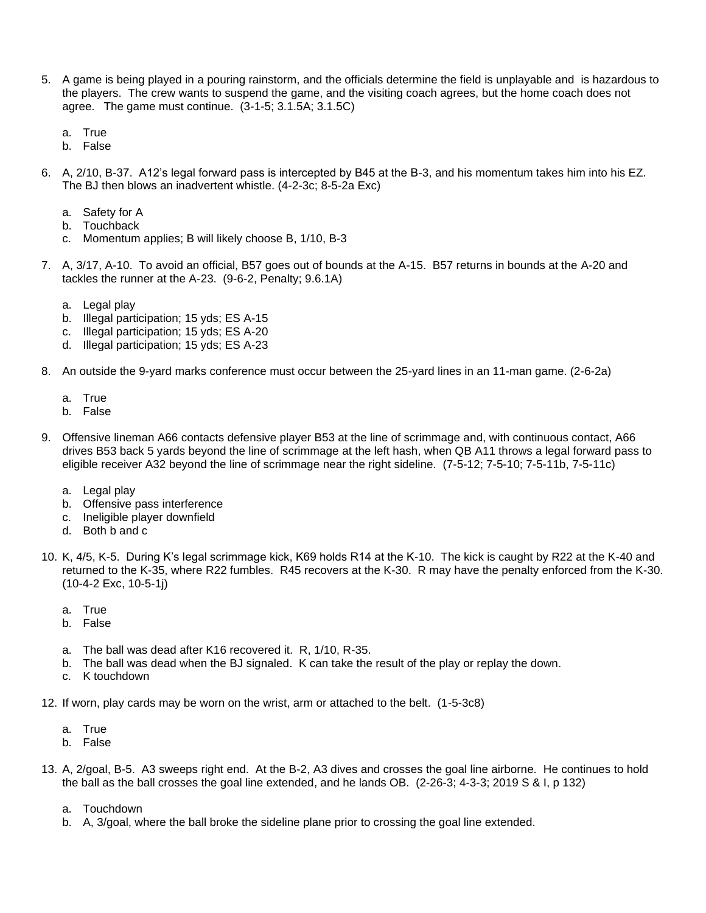5. A game is being played in a pouring rainstorm, and the officials determine the field is unplayable and is hazardous to the players. The crew wants to suspend the game, and the visiting coach agrees, but the home coach does not agree. The game must continue. (3-1-5; 3.1.5A; 3.1.5C)

   a. True
   b. False

6. A, 2/10, B-37. A12's legal forward pass is intercepted by B45 at the B-3, and his momentum takes him into his EZ. The BJ then blows an inadvertent whistle. (4-2-3c; 8-5-2a Exc)

   a. Safety for A
   b. Touchback
   c. Momentum applies; B will likely choose B, 1/10, B-3

7. A, 3/17, A-10. To avoid an official, B57 goes out of bounds at the A-15. B57 returns in bounds at the A-20 and tackles the runner at the A-23. (9-6-2, Penalty; 9.6.1A)

   a. Legal play
   b. Illegal participation; 15 yds; ES A-15
   c. Illegal participation; 15 yds; ES A-20
   d. Illegal participation; 15 yds; ES A-23

8. An outside the 9-yard marks conference must occur between the 25-yard lines in an 11-man game. (2-6-2a)

   a. True
   b. False

9. Offensive lineman A66 contacts defensive player B53 at the line of scrimmage and, with continuous contact, A66 drives B53 back 5 yards beyond the line of scrimmage at the left hash, when QB A11 throws a legal forward pass to eligible receiver A32 beyond the line of scrimmage near the right sideline. (7-5-12; 7-5-10; 7-5-11b, 7-5-11c)

   a. Legal play
   b. Offensive pass interference
   c. Ineligible player downfield
   d. Both b and c

10. K, 4/5, K-5. During K's legal scrimmage kick, K69 holds R14 at the K-10. The kick is caught by R22 at the K-40 and returned to the K-35, where R22 fumbles. R45 recovers at the K-30. R may have the penalty enforced from the K-30. (10-4-2 Exc, 10-5-1j)

    a. True
    b. False

    a. The ball was dead after K16 recovered it. R, 1/10, R-35.
    b. The ball was dead when the BJ signaled. K can take the result of the play or replay the down.
    c. K touchdown

12. If worn, play cards may be worn on the wrist, arm or attached to the belt. (1-5-3c8)

    a. True
    b. False

13. A, 2/goal, B-5. A3 sweeps right end. At the B-2, A3 dives and crosses the goal line airborne. He continues to hold the ball as the ball crosses the goal line extended, and he lands OB. (2-26-3; 4-3-3; 2019 S & I, p 132)

    a. Touchdown
    b. A, 3/goal, where the ball broke the sideline plane prior to crossing the goal line extended.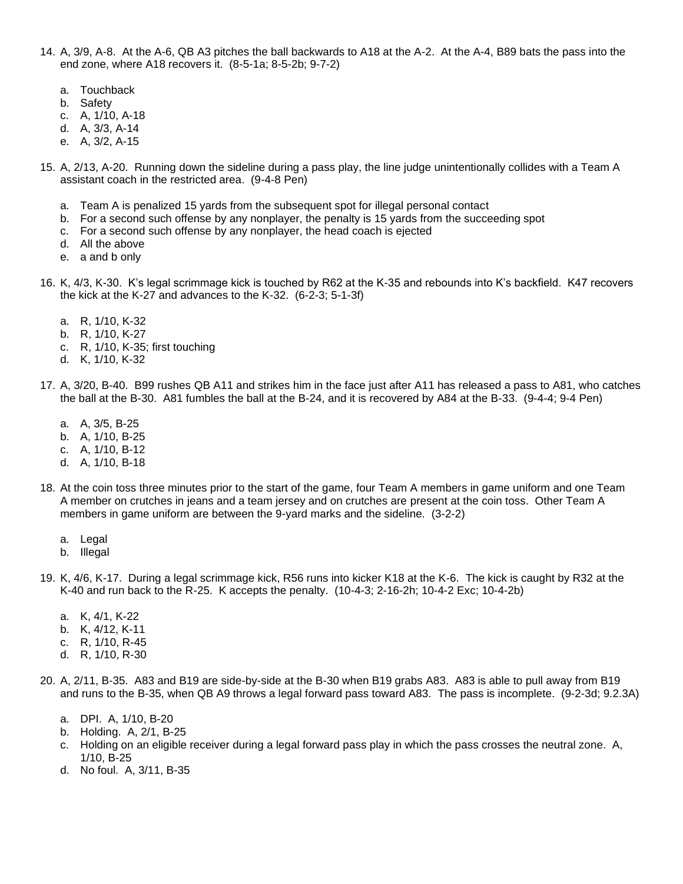14. A, 3/9, A-8. At the A-6, QB A3 pitches the ball backwards to A18 at the A-2. At the A-4, B89 bats the pass into the end zone, where A18 recovers it. (8-5-1a; 8-5-2b; 9-7-2)

    a. Touchback
    b. Safety
    c. A, 1/10, A-18
    d. A, 3/3, A-14
    e. A, 3/2, A-15

15. A, 2/13, A-20. Running down the sideline during a pass play, the line judge unintentionally collides with a Team A assistant coach in the restricted area. (9-4-8 Pen)

    a. Team A is penalized 15 yards from the subsequent spot for illegal personal contact
    b. For a second such offense by any nonplayer, the penalty is 15 yards from the succeeding spot
    c. For a second such offense by any nonplayer, the head coach is ejected
    d. All the above
    e. a and b only

16. K, 4/3, K-30. K's legal scrimmage kick is touched by R62 at the K-35 and rebounds into K's backfield. K47 recovers the kick at the K-27 and advances to the K-32. (6-2-3; 5-1-3f)

    a. R, 1/10, K-32
    b. R, 1/10, K-27
    c. R, 1/10, K-35; first touching
    d. K, 1/10, K-32

17. A, 3/20, B-40. B99 rushes QB A11 and strikes him in the face just after A11 has released a pass to A81, who catches the ball at the B-30. A81 fumbles the ball at the B-24, and it is recovered by A84 at the B-33. (9-4-4; 9-4 Pen)

    a. A, 3/5, B-25
    b. A, 1/10, B-25
    c. A, 1/10, B-12
    d. A, 1/10, B-18

18. At the coin toss three minutes prior to the start of the game, four Team A members in game uniform and one Team A member on crutches in jeans and a team jersey and on crutches are present at the coin toss. Other Team A members in game uniform are between the 9-yard marks and the sideline. (3-2-2)

    a. Legal
    b. Illegal

19. K, 4/6, K-17. During a legal scrimmage kick, R56 runs into kicker K18 at the K-6. The kick is caught by R32 at the K-40 and run back to the R-25. K accepts the penalty. (10-4-3; 2-16-2h; 10-4-2 Exc; 10-4-2b)

    a. K, 4/1, K-22
    b. K, 4/12, K-11
    c. R, 1/10, R-45
    d. R, 1/10, R-30

20. A, 2/11, B-35. A83 and B19 are side-by-side at the B-30 when B19 grabs A83. A83 is able to pull away from B19 and runs to the B-35, when QB A9 throws a legal forward pass toward A83. The pass is incomplete. (9-2-3d; 9.2.3A)

    a. DPI. A, 1/10, B-20
    b. Holding. A, 2/1, B-25
    c. Holding on an eligible receiver during a legal forward pass play in which the pass crosses the neutral zone. A, 1/10, B-25
    d. No foul. A, 3/11, B-35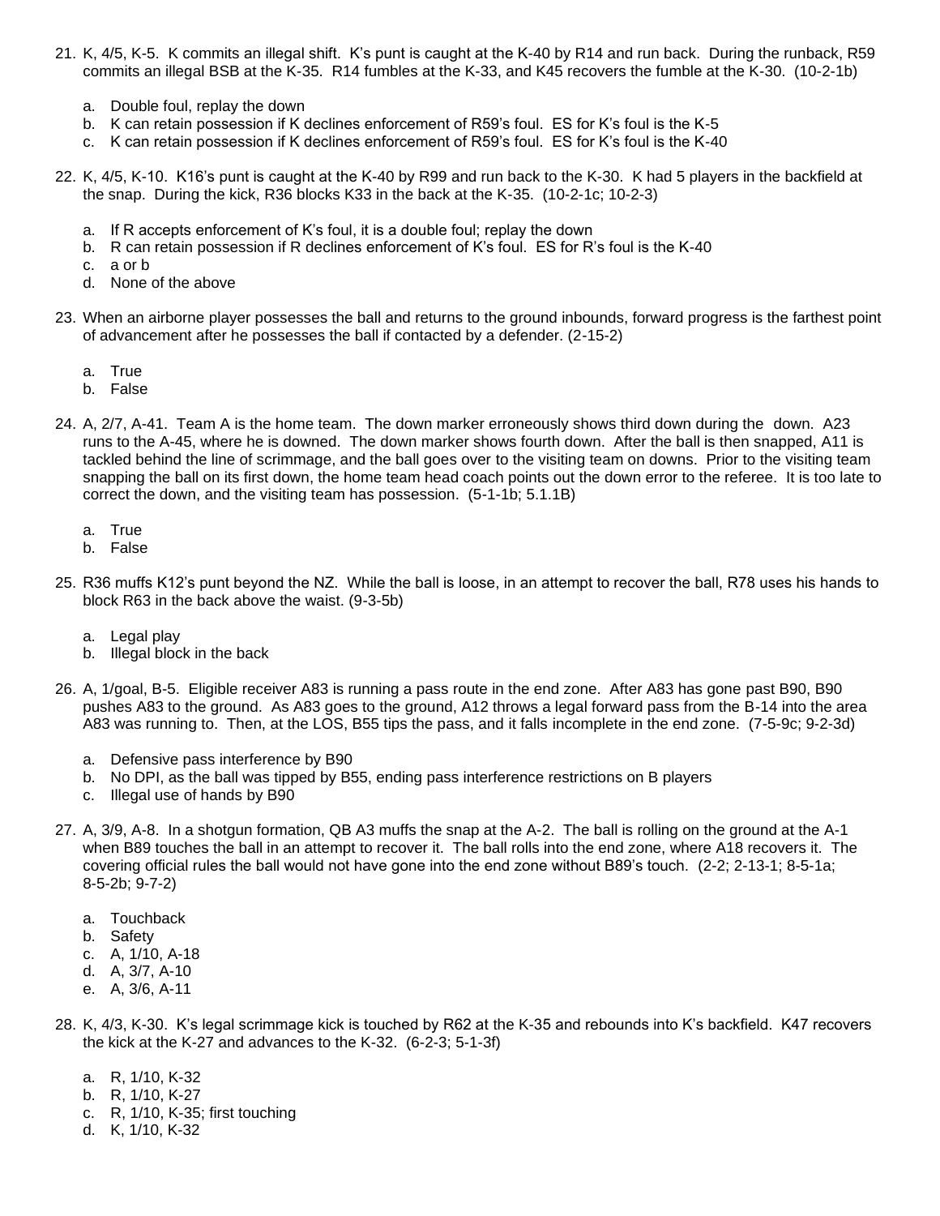21. K, 4/5, K-5. K commits an illegal shift. K's punt is caught at the K-40 by R14 and run back. During the runback, R59 commits an illegal BSB at the K-35. R14 fumbles at the K-33, and K45 recovers the fumble at the K-30. (10-2-1b)

    a. Double foul, replay the down
    b. K can retain possession if K declines enforcement of R59's foul. ES for K's foul is the K-5
    c. K can retain possession if K declines enforcement of R59's foul. ES for K's foul is the K-40

22. K, 4/5, K-10. K16's punt is caught at the K-40 by R99 and run back to the K-30. K had 5 players in the backfield at the snap. During the kick, R36 blocks K33 in the back at the K-35. (10-2-1c; 10-2-3)

    a. If R accepts enforcement of K's foul, it is a double foul; replay the down
    b. R can retain possession if R declines enforcement of K's foul. ES for R's foul is the K-40
    c. a or b
    d. None of the above

23. When an airborne player possesses the ball and returns to the ground inbounds, forward progress is the farthest point of advancement after he possesses the ball if contacted by a defender. (2-15-2)

    a. True
    b. False

24. A, 2/7, A-41. Team A is the home team. The down marker erroneously shows third down during the down. A23 runs to the A-45, where he is downed. The down marker shows fourth down. After the ball is then snapped, A11 is tackled behind the line of scrimmage, and the ball goes over to the visiting team on downs. Prior to the visiting team snapping the ball on its first down, the home team head coach points out the down error to the referee. It is too late to correct the down, and the visiting team has possession. (5-1-1b; 5.1.1B)

    a. True
    b. False

25. R36 muffs K12's punt beyond the NZ. While the ball is loose, in an attempt to recover the ball, R78 uses his hands to block R63 in the back above the waist. (9-3-5b)

    a. Legal play
    b. Illegal block in the back

26. A, 1/goal, B-5. Eligible receiver A83 is running a pass route in the end zone. After A83 has gone past B90, B90 pushes A83 to the ground. As A83 goes to the ground, A12 throws a legal forward pass from the B-14 into the area A83 was running to. Then, at the LOS, B55 tips the pass, and it falls incomplete in the end zone. (7-5-9c; 9-2-3d)

    a. Defensive pass interference by B90
    b. No DPI, as the ball was tipped by B55, ending pass interference restrictions on B players
    c. Illegal use of hands by B90

27. A, 3/9, A-8. In a shotgun formation, QB A3 muffs the snap at the A-2. The ball is rolling on the ground at the A-1 when B89 touches the ball in an attempt to recover it. The ball rolls into the end zone, where A18 recovers it. The covering official rules the ball would not have gone into the end zone without B89's touch. (2-2; 2-13-1; 8-5-1a; 8-5-2b; 9-7-2)

    a. Touchback
    b. Safety
    c. A, 1/10, A-18
    d. A, 3/7, A-10
    e. A, 3/6, A-11

28. K, 4/3, K-30. K's legal scrimmage kick is touched by R62 at the K-35 and rebounds into K's backfield. K47 recovers the kick at the K-27 and advances to the K-32. (6-2-3; 5-1-3f)

    a. R, 1/10, K-32
    b. R, 1/10, K-27
    c. R, 1/10, K-35; first touching
    d. K, 1/10, K-32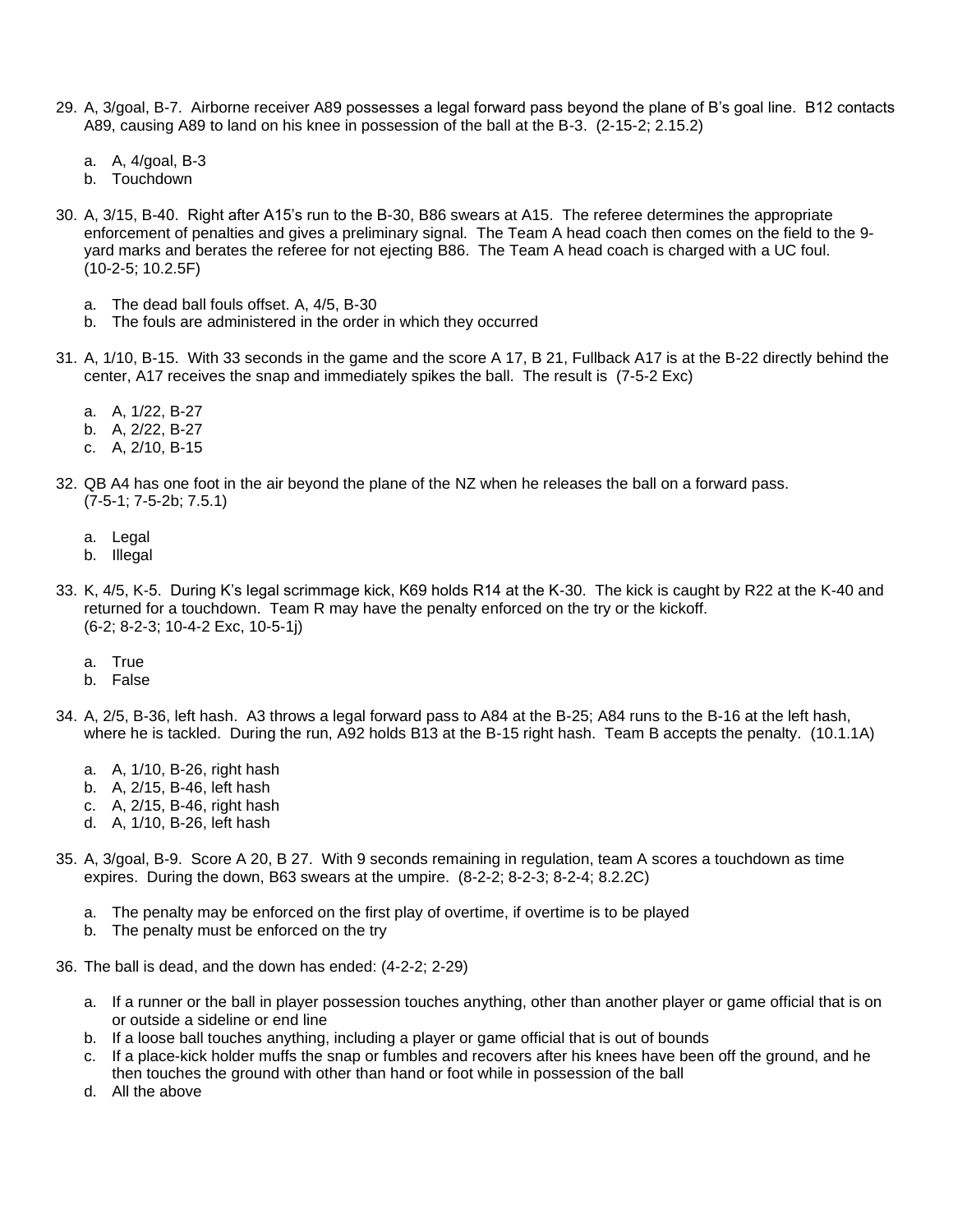29. A, 3/goal, B-7. Airborne receiver A89 possesses a legal forward pass beyond the plane of B's goal line. B12 contacts A89, causing A89 to land on his knee in possession of the ball at the B-3. (2-15-2; 2.15.2)

    a. A, 4/goal, B-3
    b. Touchdown

30. A, 3/15, B-40. Right after A15's run to the B-30, B86 swears at A15. The referee determines the appropriate enforcement of penalties and gives a preliminary signal. The Team A head coach then comes on the field to the 9-yard marks and berates the referee for not ejecting B86. The Team A head coach is charged with a UC foul. (10-2-5; 10.2.5F)

    a. The dead ball fouls offset. A, 4/5, B-30
    b. The fouls are administered in the order in which they occurred

31. A, 1/10, B-15. With 33 seconds in the game and the score A 17, B 21, Fullback A17 is at the B-22 directly behind the center, A17 receives the snap and immediately spikes the ball. The result is (7-5-2 Exc)

    a. A, 1/22, B-27
    b. A, 2/22, B-27
    c. A, 2/10, B-15

32. QB A4 has one foot in the air beyond the plane of the NZ when he releases the ball on a forward pass. (7-5-1; 7-5-2b; 7.5.1)

    a. Legal
    b. Illegal

33. K, 4/5, K-5. During K's legal scrimmage kick, K69 holds R14 at the K-30. The kick is caught by R22 at the K-40 and returned for a touchdown. Team R may have the penalty enforced on the try or the kickoff. (6-2; 8-2-3; 10-4-2 Exc, 10-5-1j)

    a. True
    b. False

34. A, 2/5, B-36, left hash. A3 throws a legal forward pass to A84 at the B-25; A84 runs to the B-16 at the left hash, where he is tackled. During the run, A92 holds B13 at the B-15 right hash. Team B accepts the penalty. (10.1.1A)

    a. A, 1/10, B-26, right hash
    b. A, 2/15, B-46, left hash
    c. A, 2/15, B-46, right hash
    d. A, 1/10, B-26, left hash

35. A, 3/goal, B-9. Score A 20, B 27. With 9 seconds remaining in regulation, team A scores a touchdown as time expires. During the down, B63 swears at the umpire. (8-2-2; 8-2-3; 8-2-4; 8.2.2C)

    a. The penalty may be enforced on the first play of overtime, if overtime is to be played
    b. The penalty must be enforced on the try

36. The ball is dead, and the down has ended: (4-2-2; 2-29)

    a. If a runner or the ball in player possession touches anything, other than another player or game official that is on or outside a sideline or end line
    b. If a loose ball touches anything, including a player or game official that is out of bounds
    c. If a place-kick holder muffs the snap or fumbles and recovers after his knees have been off the ground, and he then touches the ground with other than hand or foot while in possession of the ball
    d. All the above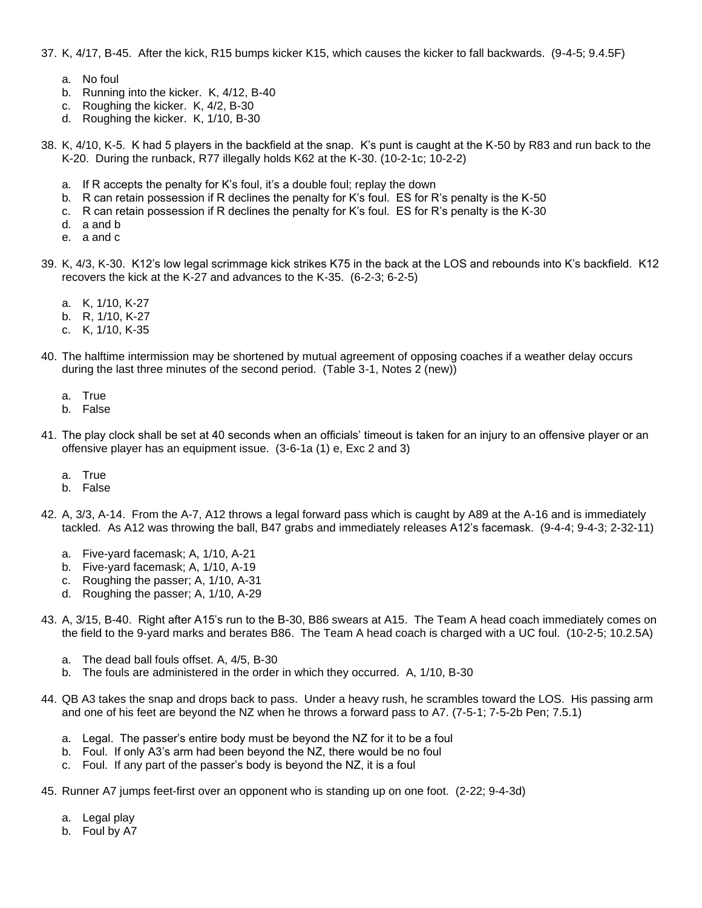37. K, 4/17, B-45. After the kick, R15 bumps kicker K15, which causes the kicker to fall backwards. (9-4-5; 9.4.5F)

    a. No foul
    b. Running into the kicker. K, 4/12, B-40
    c. Roughing the kicker. K, 4/2, B-30
    d. Roughing the kicker. K, 1/10, B-30

38. K, 4/10, K-5. K had 5 players in the backfield at the snap. K's punt is caught at the K-50 by R83 and run back to the K-20. During the runback, R77 illegally holds K62 at the K-30. (10-2-1c; 10-2-2)

    a. If R accepts the penalty for K's foul, it's a double foul; replay the down
    b. R can retain possession if R declines the penalty for K's foul. ES for R's penalty is the K-50
    c. R can retain possession if R declines the penalty for K's foul. ES for R's penalty is the K-30
    d. a and b
    e. a and c

39. K, 4/3, K-30. K12's low legal scrimmage kick strikes K75 in the back at the LOS and rebounds into K's backfield. K12 recovers the kick at the K-27 and advances to the K-35. (6-2-3; 6-2-5)

    a. K, 1/10, K-27
    b. R, 1/10, K-27
    c. K, 1/10, K-35

40. The halftime intermission may be shortened by mutual agreement of opposing coaches if a weather delay occurs during the last three minutes of the second period. (Table 3-1, Notes 2 (new))

    a. True
    b. False

41. The play clock shall be set at 40 seconds when an officials' timeout is taken for an injury to an offensive player or an offensive player has an equipment issue. (3-6-1a (1) e, Exc 2 and 3)

    a. True
    b. False

42. A, 3/3, A-14. From the A-7, A12 throws a legal forward pass which is caught by A89 at the A-16 and is immediately tackled. As A12 was throwing the ball, B47 grabs and immediately releases A12's facemask. (9-4-4; 9-4-3; 2-32-11)

    a. Five-yard facemask; A, 1/10, A-21
    b. Five-yard facemask; A, 1/10, A-19
    c. Roughing the passer; A, 1/10, A-31
    d. Roughing the passer; A, 1/10, A-29

43. A, 3/15, B-40. Right after A15's run to the B-30, B86 swears at A15. The Team A head coach immediately comes on the field to the 9-yard marks and berates B86. The Team A head coach is charged with a UC foul. (10-2-5; 10.2.5A)

    a. The dead ball fouls offset. A, 4/5, B-30
    b. The fouls are administered in the order in which they occurred. A, 1/10, B-30

44. QB A3 takes the snap and drops back to pass. Under a heavy rush, he scrambles toward the LOS. His passing arm and one of his feet are beyond the NZ when he throws a forward pass to A7. (7-5-1; 7-5-2b Pen; 7.5.1)

    a. Legal. The passer's entire body must be beyond the NZ for it to be a foul
    b. Foul. If only A3's arm had been beyond the NZ, there would be no foul
    c. Foul. If any part of the passer's body is beyond the NZ, it is a foul

45. Runner A7 jumps feet-first over an opponent who is standing up on one foot. (2-22; 9-4-3d)

    a. Legal play
    b. Foul by A7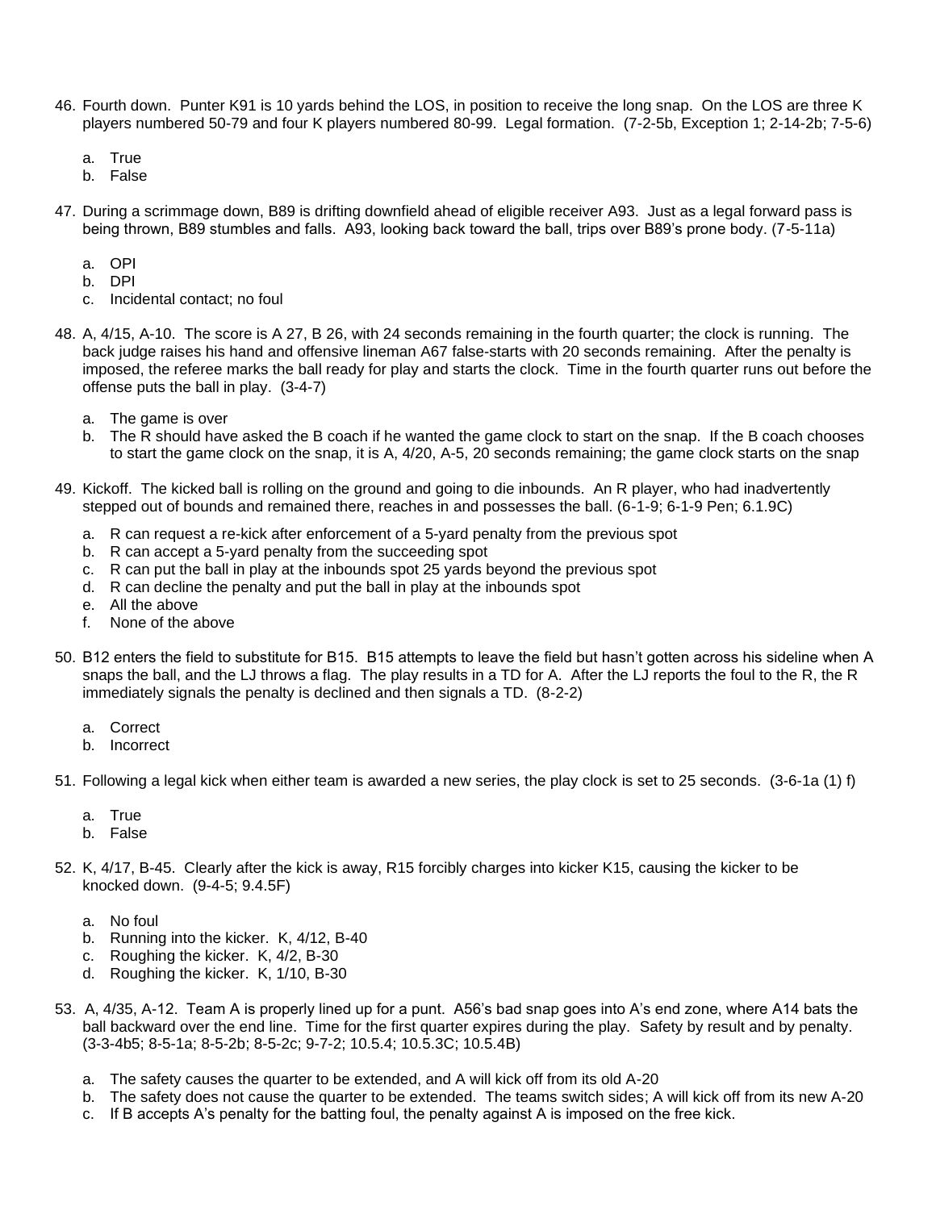46. Fourth down. Punter K91 is 10 yards behind the LOS, in position to receive the long snap. On the LOS are three K players numbered 50-79 and four K players numbered 80-99. Legal formation. (7-2-5b, Exception 1; 2-14-2b; 7-5-6)

    a. True
    b. False

47. During a scrimmage down, B89 is drifting downfield ahead of eligible receiver A93. Just as a legal forward pass is being thrown, B89 stumbles and falls. A93, looking back toward the ball, trips over B89's prone body. (7-5-11a)

    a. OPI
    b. DPI
    c. Incidental contact; no foul

48. A, 4/15, A-10. The score is A 27, B 26, with 24 seconds remaining in the fourth quarter; the clock is running. The back judge raises his hand and offensive lineman A67 false-starts with 20 seconds remaining. After the penalty is imposed, the referee marks the ball ready for play and starts the clock. Time in the fourth quarter runs out before the offense puts the ball in play. (3-4-7)

    a. The game is over
    b. The R should have asked the B coach if he wanted the game clock to start on the snap. If the B coach chooses to start the game clock on the snap, it is A, 4/20, A-5, 20 seconds remaining; the game clock starts on the snap

49. Kickoff. The kicked ball is rolling on the ground and going to die inbounds. An R player, who had inadvertently stepped out of bounds and remained there, reaches in and possesses the ball. (6-1-9; 6-1-9 Pen; 6.1.9C)

    a. R can request a re-kick after enforcement of a 5-yard penalty from the previous spot
    b. R can accept a 5-yard penalty from the succeeding spot
    c. R can put the ball in play at the inbounds spot 25 yards beyond the previous spot
    d. R can decline the penalty and put the ball in play at the inbounds spot
    e. All the above
    f. None of the above

50. B12 enters the field to substitute for B15. B15 attempts to leave the field but hasn't gotten across his sideline when A snaps the ball, and the LJ throws a flag. The play results in a TD for A. After the LJ reports the foul to the R, the R immediately signals the penalty is declined and then signals a TD. (8-2-2)

    a. Correct
    b. Incorrect

51. Following a legal kick when either team is awarded a new series, the play clock is set to 25 seconds. (3-6-1a (1) f)

    a. True
    b. False

52. K, 4/17, B-45. Clearly after the kick is away, R15 forcibly charges into kicker K15, causing the kicker to be knocked down. (9-4-5; 9.4.5F)

    a. No foul
    b. Running into the kicker. K, 4/12, B-40
    c. Roughing the kicker. K, 4/2, B-30
    d. Roughing the kicker. K, 1/10, B-30

53. A, 4/35, A-12. Team A is properly lined up for a punt. A56's bad snap goes into A's end zone, where A14 bats the ball backward over the end line. Time for the first quarter expires during the play. Safety by result and by penalty. (3-3-4b5; 8-5-1a; 8-5-2b; 8-5-2c; 9-7-2; 10.5.4; 10.5.3C; 10.5.4B)

    a. The safety causes the quarter to be extended, and A will kick off from its old A-20
    b. The safety does not cause the quarter to be extended. The teams switch sides; A will kick off from its new A-20
    c. If B accepts A's penalty for the batting foul, the penalty against A is imposed on the free kick.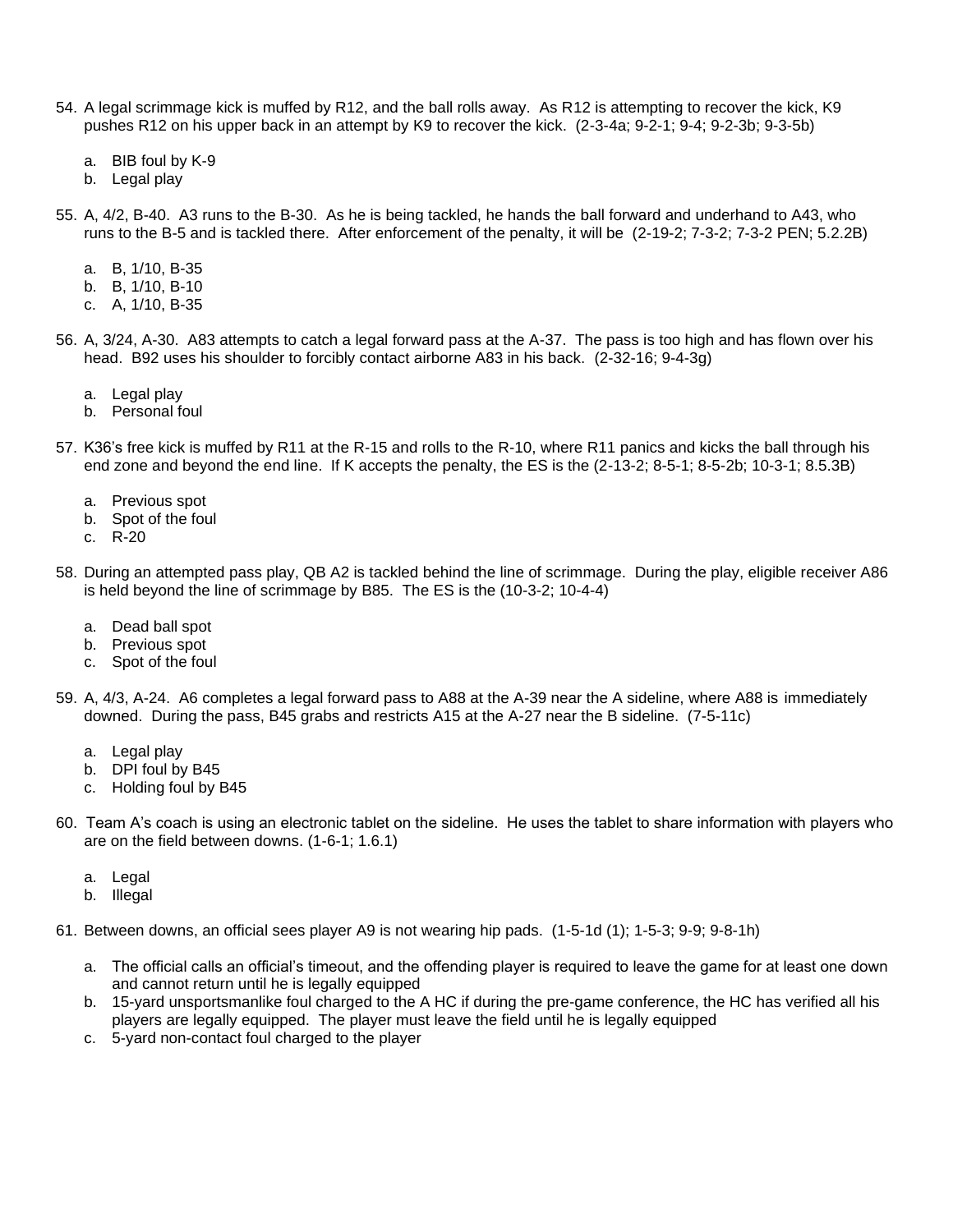54. A legal scrimmage kick is muffed by R12, and the ball rolls away. As R12 is attempting to recover the kick, K9 pushes R12 on his upper back in an attempt by K9 to recover the kick. (2-3-4a; 9-2-1; 9-4; 9-2-3b; 9-3-5b)

    a. BIB foul by K-9
    b. Legal play

55. A, 4/2, B-40. A3 runs to the B-30. As he is being tackled, he hands the ball forward and underhand to A43, who runs to the B-5 and is tackled there. After enforcement of the penalty, it will be (2-19-2; 7-3-2; 7-3-2 PEN; 5.2.2B)

    a. B, 1/10, B-35
    b. B, 1/10, B-10
    c. A, 1/10, B-35

56. A, 3/24, A-30. A83 attempts to catch a legal forward pass at the A-37. The pass is too high and has flown over his head. B92 uses his shoulder to forcibly contact airborne A83 in his back. (2-32-16; 9-4-3g)

    a. Legal play
    b. Personal foul

57. K36's free kick is muffed by R11 at the R-15 and rolls to the R-10, where R11 panics and kicks the ball through his end zone and beyond the end line. If K accepts the penalty, the ES is the (2-13-2; 8-5-1; 8-5-2b; 10-3-1; 8.5.3B)

    a. Previous spot
    b. Spot of the foul
    c. R-20

58. During an attempted pass play, QB A2 is tackled behind the line of scrimmage. During the play, eligible receiver A86 is held beyond the line of scrimmage by B85. The ES is the (10-3-2; 10-4-4)

    a. Dead ball spot
    b. Previous spot
    c. Spot of the foul

59. A, 4/3, A-24. A6 completes a legal forward pass to A88 at the A-39 near the A sideline, where A88 is immediately downed. During the pass, B45 grabs and restricts A15 at the A-27 near the B sideline. (7-5-11c)

    a. Legal play
    b. DPI foul by B45
    c. Holding foul by B45

60. Team A's coach is using an electronic tablet on the sideline. He uses the tablet to share information with players who are on the field between downs. (1-6-1; 1.6.1)

    a. Legal
    b. Illegal

61. Between downs, an official sees player A9 is not wearing hip pads. (1-5-1d (1); 1-5-3; 9-9; 9-8-1h)

    a. The official calls an official's timeout, and the offending player is required to leave the game for at least one down and cannot return until he is legally equipped
    b. 15-yard unsportsmanlike foul charged to the A HC if during the pre-game conference, the HC has verified all his players are legally equipped. The player must leave the field until he is legally equipped
    c. 5-yard non-contact foul charged to the player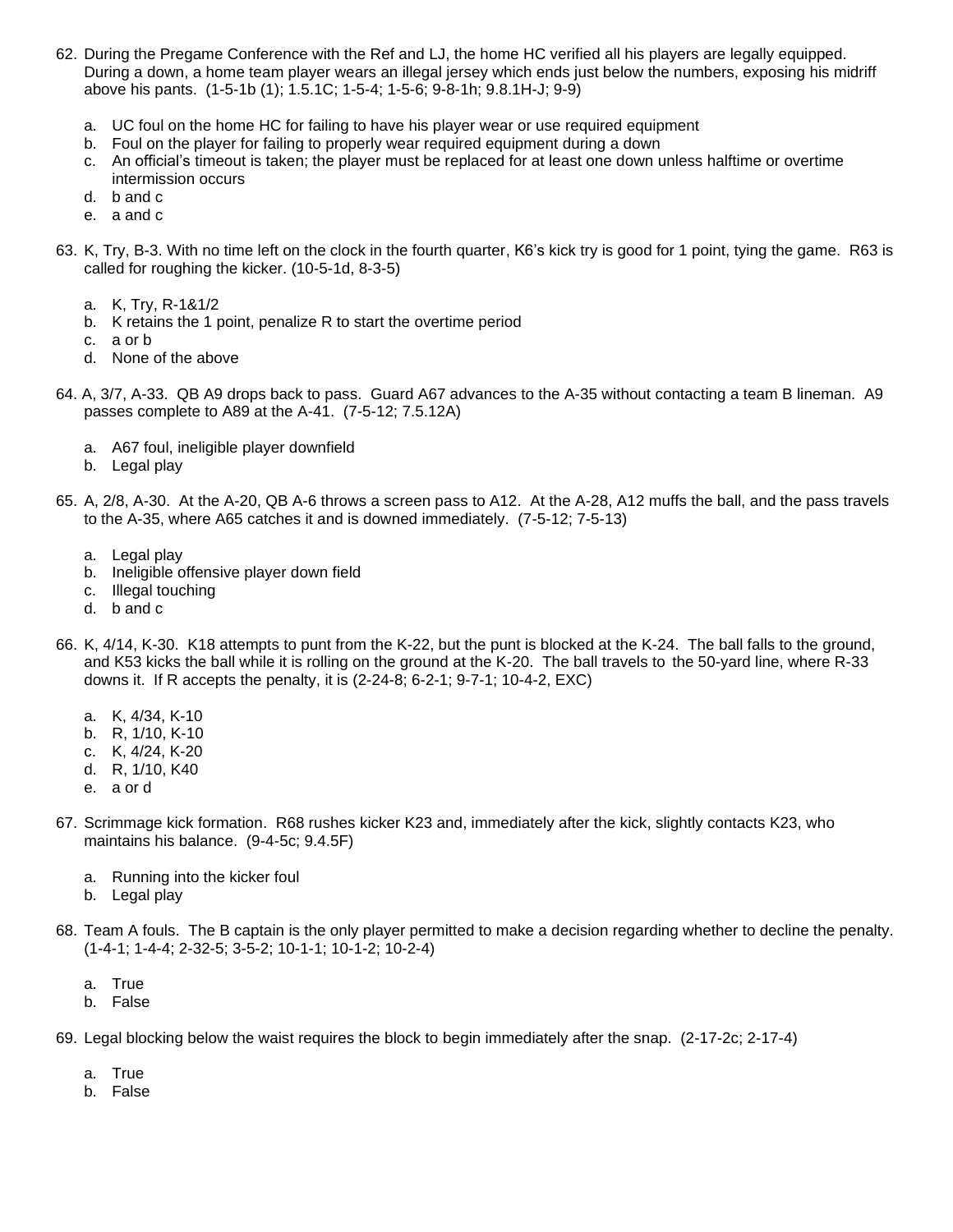62. During the Pregame Conference with the Ref and LJ, the home HC verified all his players are legally equipped. During a down, a home team player wears an illegal jersey which ends just below the numbers, exposing his midriff above his pants. (1-5-1b (1); 1.5.1C; 1-5-4; 1-5-6; 9-8-1h; 9.8.1H-J; 9-9)

    a. UC foul on the home HC for failing to have his player wear or use required equipment
    b. Foul on the player for failing to properly wear required equipment during a down
    c. An official's timeout is taken; the player must be replaced for at least one down unless halftime or overtime intermission occurs
    d. b and c
    e. a and c

63. K, Try, B-3. With no time left on the clock in the fourth quarter, K6's kick try is good for 1 point, tying the game. R63 is called for roughing the kicker. (10-5-1d, 8-3-5)

    a. K, Try, R-1&1/2
    b. K retains the 1 point, penalize R to start the overtime period
    c. a or b
    d. None of the above

64. A, 3/7, A-33. QB A9 drops back to pass. Guard A67 advances to the A-35 without contacting a team B lineman. A9 passes complete to A89 at the A-41. (7-5-12; 7.5.12A)

    a. A67 foul, ineligible player downfield
    b. Legal play

65. A, 2/8, A-30. At the A-20, QB A-6 throws a screen pass to A12. At the A-28, A12 muffs the ball, and the pass travels to the A-35, where A65 catches it and is downed immediately. (7-5-12; 7-5-13)

    a. Legal play
    b. Ineligible offensive player down field
    c. Illegal touching
    d. b and c

66. K, 4/14, K-30. K18 attempts to punt from the K-22, but the punt is blocked at the K-24. The ball falls to the ground, and K53 kicks the ball while it is rolling on the ground at the K-20. The ball travels to the 50-yard line, where R-33 downs it. If R accepts the penalty, it is (2-24-8; 6-2-1; 9-7-1; 10-4-2, EXC)

    a. K, 4/34, K-10
    b. R, 1/10, K-10
    c. K, 4/24, K-20
    d. R, 1/10, K40
    e. a or d

67. Scrimmage kick formation. R68 rushes kicker K23 and, immediately after the kick, slightly contacts K23, who maintains his balance. (9-4-5c; 9.4.5F)

    a. Running into the kicker foul
    b. Legal play

68. Team A fouls. The B captain is the only player permitted to make a decision regarding whether to decline the penalty. (1-4-1; 1-4-4; 2-32-5; 3-5-2; 10-1-1; 10-1-2; 10-2-4)

    a. True
    b. False

69. Legal blocking below the waist requires the block to begin immediately after the snap. (2-17-2c; 2-17-4)

    a. True
    b. False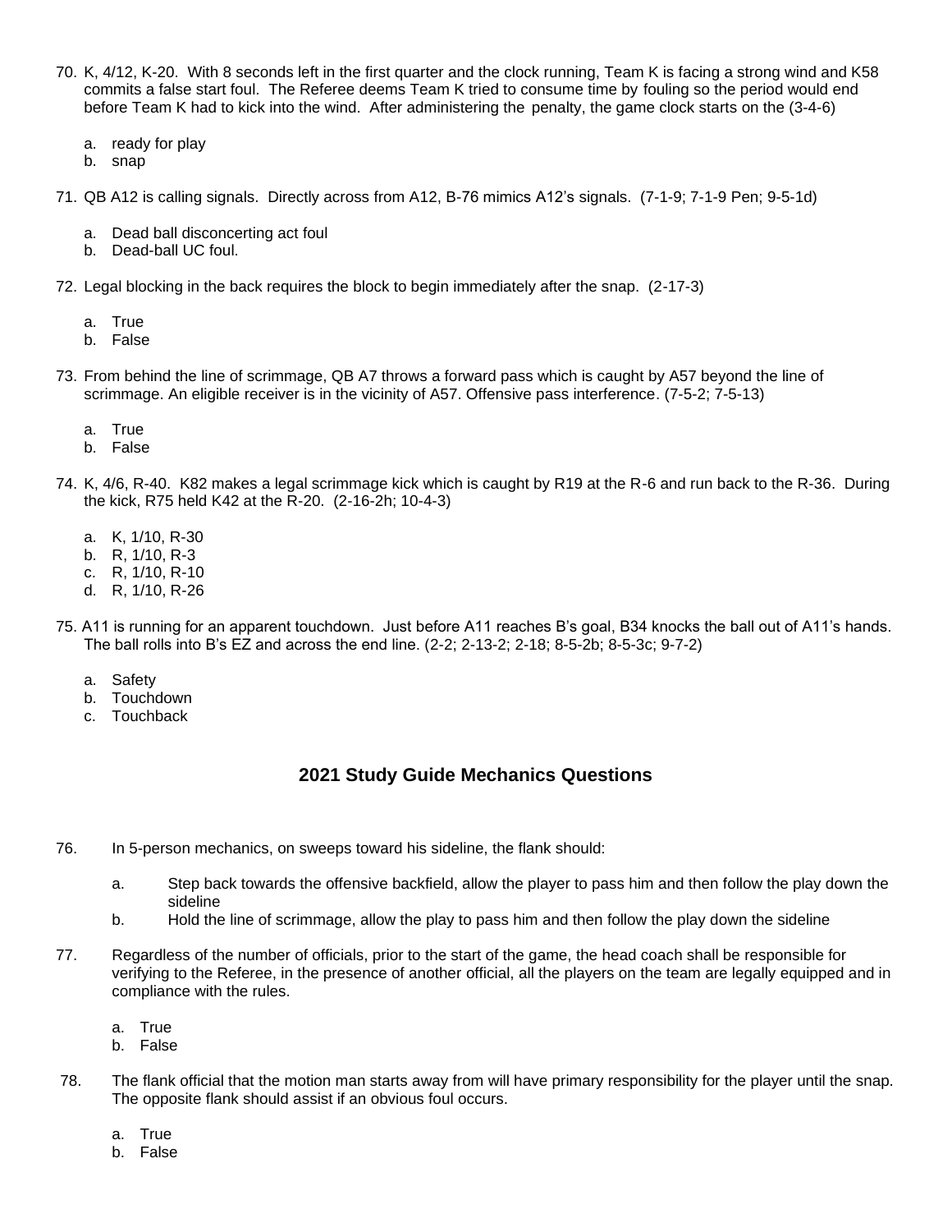70. K, 4/12, K-20. With 8 seconds left in the first quarter and the clock running, Team K is facing a strong wind and K58 commits a false start foul. The Referee deems Team K tried to consume time by fouling so the period would end before Team K had to kick into the wind. After administering the penalty, the game clock starts on the (3-4-6)

    a. ready for play
    b. snap

71. QB A12 is calling signals. Directly across from A12, B-76 mimics A12's signals. (7-1-9; 7-1-9 Pen; 9-5-1d)

    a. Dead ball disconcerting act foul
    b. Dead-ball UC foul.

72. Legal blocking in the back requires the block to begin immediately after the snap. (2-17-3)

    a. True
    b. False

73. From behind the line of scrimmage, QB A7 throws a forward pass which is caught by A57 beyond the line of scrimmage. An eligible receiver is in the vicinity of A57. Offensive pass interference. (7-5-2; 7-5-13)

    a. True
    b. False

74. K, 4/6, R-40. K82 makes a legal scrimmage kick which is caught by R19 at the R-6 and run back to the R-36. During the kick, R75 held K42 at the R-20. (2-16-2h; 10-4-3)

    a. K, 1/10, R-30
    b. R, 1/10, R-3
    c. R, 1/10, R-10
    d. R, 1/10, R-26

75. A11 is running for an apparent touchdown. Just before A11 reaches B's goal, B34 knocks the ball out of A11's hands. The ball rolls into B's EZ and across the end line. (2-2; 2-13-2; 2-18; 8-5-2b; 8-5-3c; 9-7-2)

    a. Safety
    b. Touchdown
    c. Touchback

## 2021 Study Guide Mechanics Questions

76. In 5-person mechanics, on sweeps toward his sideline, the flank should:

    a. Step back towards the offensive backfield, allow the player to pass him and then follow the play down the sideline
    b. Hold the line of scrimmage, allow the play to pass him and then follow the play down the sideline

77. Regardless of the number of officials, prior to the start of the game, the head coach shall be responsible for verifying to the Referee, in the presence of another official, all the players on the team are legally equipped and in compliance with the rules.

    a. True
    b. False

78. The flank official that the motion man starts away from will have primary responsibility for the player until the snap. The opposite flank should assist if an obvious foul occurs.

    a. True
    b. False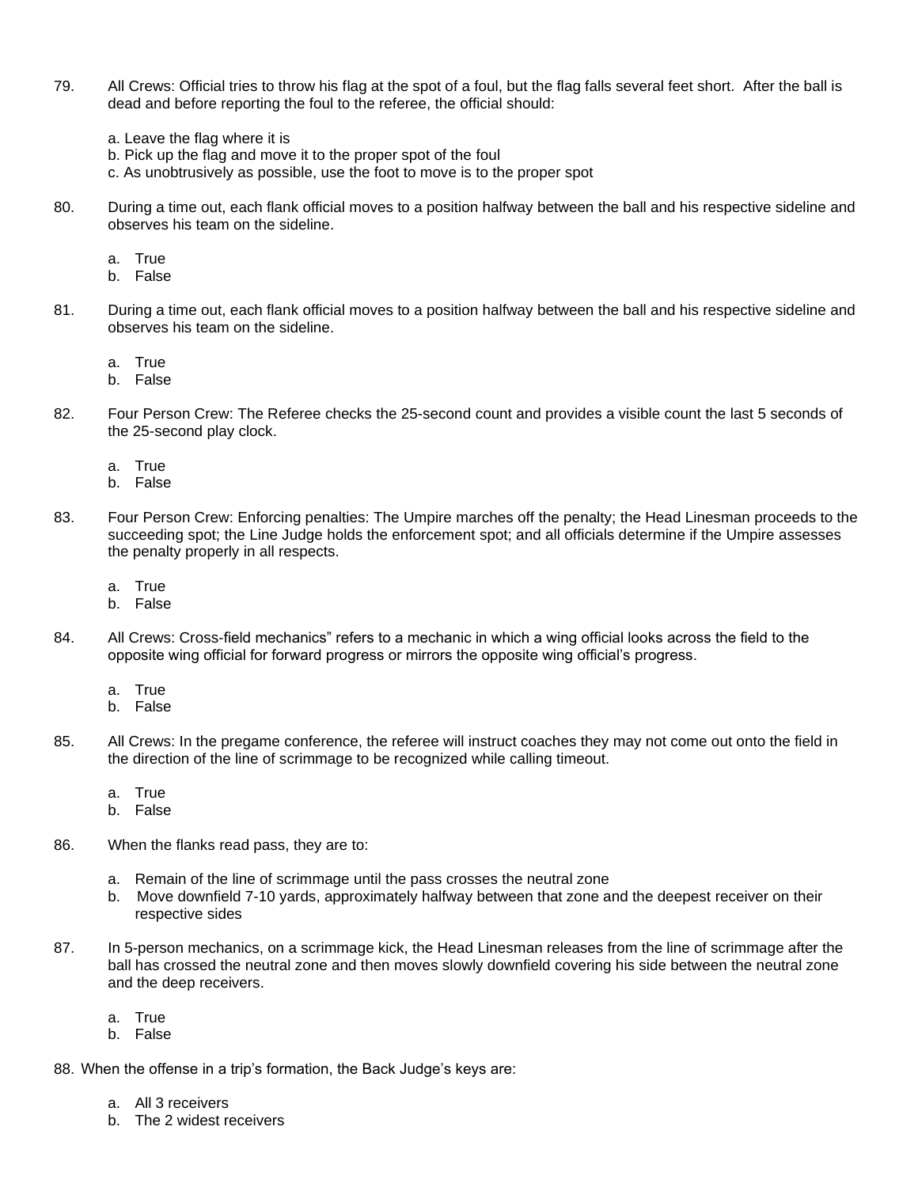79. All Crews: Official tries to throw his flag at the spot of a foul, but the flag falls several feet short. After the ball is dead and before reporting the foul to the referee, the official should:

    a. Leave the flag where it is
    b. Pick up the flag and move it to the proper spot of the foul
    c. As unobtrusively as possible, use the foot to move is to the proper spot

80. During a time out, each flank official moves to a position halfway between the ball and his respective sideline and observes his team on the sideline.

    a. True
    b. False

81. During a time out, each flank official moves to a position halfway between the ball and his respective sideline and observes his team on the sideline.

    a. True
    b. False

82. Four Person Crew: The Referee checks the 25-second count and provides a visible count the last 5 seconds of the 25-second play clock.

    a. True
    b. False

83. Four Person Crew: Enforcing penalties: The Umpire marches off the penalty; the Head Linesman proceeds to the succeeding spot; the Line Judge holds the enforcement spot; and all officials determine if the Umpire assesses the penalty properly in all respects.

    a. True
    b. False

84. All Crews: Cross-field mechanics" refers to a mechanic in which a wing official looks across the field to the opposite wing official for forward progress or mirrors the opposite wing official's progress.

    a. True
    b. False

85. All Crews: In the pregame conference, the referee will instruct coaches they may not come out onto the field in the direction of the line of scrimmage to be recognized while calling timeout.

    a. True
    b. False

86. When the flanks read pass, they are to:

    a. Remain of the line of scrimmage until the pass crosses the neutral zone
    b. Move downfield 7-10 yards, approximately halfway between that zone and the deepest receiver on their respective sides

87. In 5-person mechanics, on a scrimmage kick, the Head Linesman releases from the line of scrimmage after the ball has crossed the neutral zone and then moves slowly downfield covering his side between the neutral zone and the deep receivers.

    a. True
    b. False

88. When the offense in a trip's formation, the Back Judge's keys are:

    a. All 3 receivers
    b. The 2 widest receivers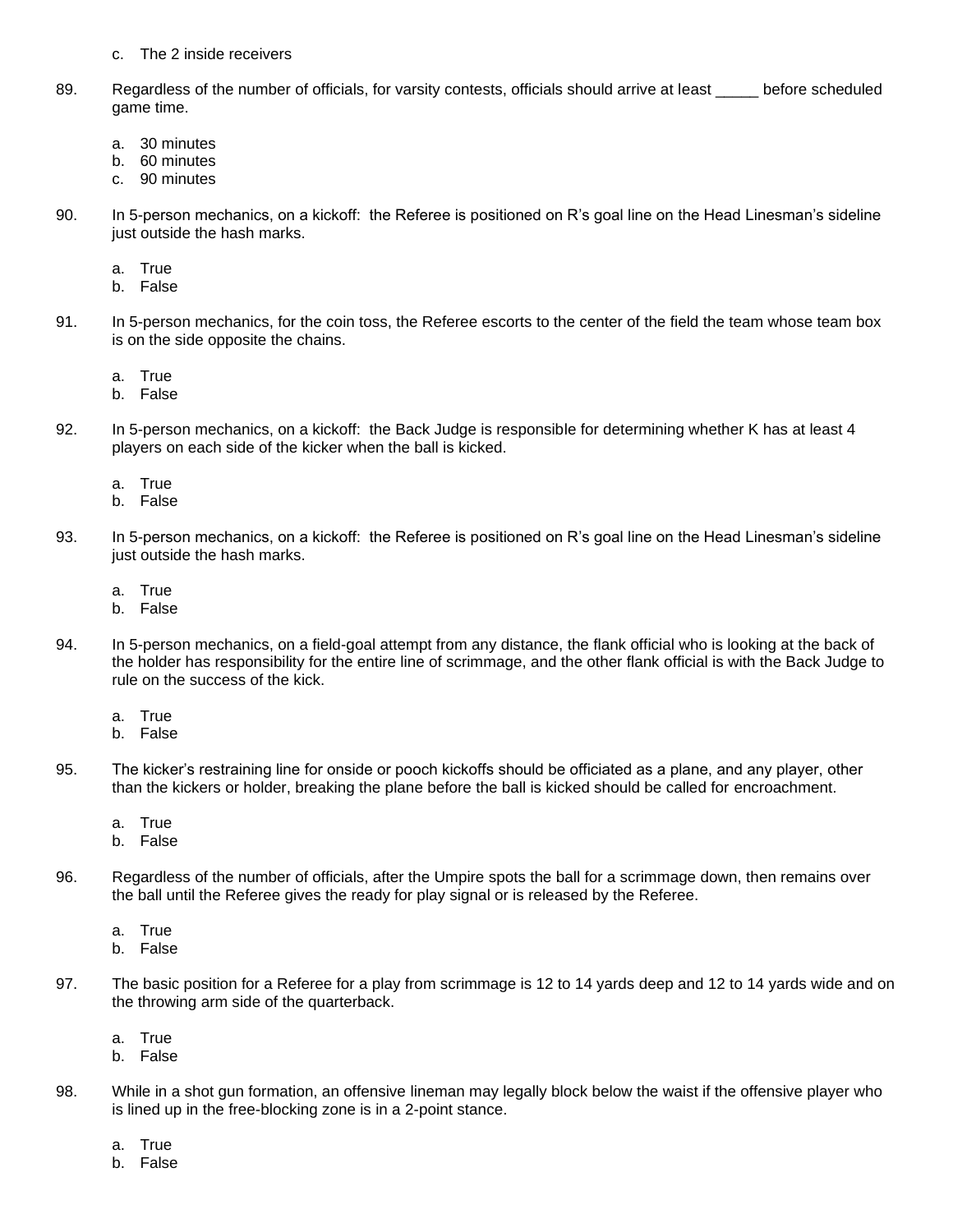c. The 2 inside receivers

89. Regardless of the number of officials, for varsity contests, officials should arrive at least _____ before scheduled game time.

    a. 30 minutes
    b. 60 minutes
    c. 90 minutes

90. In 5-person mechanics, on a kickoff: the Referee is positioned on R's goal line on the Head Linesman's sideline just outside the hash marks.

    a. True
    b. False

91. In 5-person mechanics, for the coin toss, the Referee escorts to the center of the field the team whose team box is on the side opposite the chains.

    a. True
    b. False

92. In 5-person mechanics, on a kickoff: the Back Judge is responsible for determining whether K has at least 4 players on each side of the kicker when the ball is kicked.

    a. True
    b. False

93. In 5-person mechanics, on a kickoff: the Referee is positioned on R's goal line on the Head Linesman's sideline just outside the hash marks.

    a. True
    b. False

94. In 5-person mechanics, on a field-goal attempt from any distance, the flank official who is looking at the back of the holder has responsibility for the entire line of scrimmage, and the other flank official is with the Back Judge to rule on the success of the kick.

    a. True
    b. False

95. The kicker's restraining line for onside or pooch kickoffs should be officiated as a plane, and any player, other than the kickers or holder, breaking the plane before the ball is kicked should be called for encroachment.

    a. True
    b. False

96. Regardless of the number of officials, after the Umpire spots the ball for a scrimmage down, then remains over the ball until the Referee gives the ready for play signal or is released by the Referee.

    a. True
    b. False

97. The basic position for a Referee for a play from scrimmage is 12 to 14 yards deep and 12 to 14 yards wide and on the throwing arm side of the quarterback.

    a. True
    b. False

98. While in a shot gun formation, an offensive lineman may legally block below the waist if the offensive player who is lined up in the free-blocking zone is in a 2-point stance.

    a. True
    b. False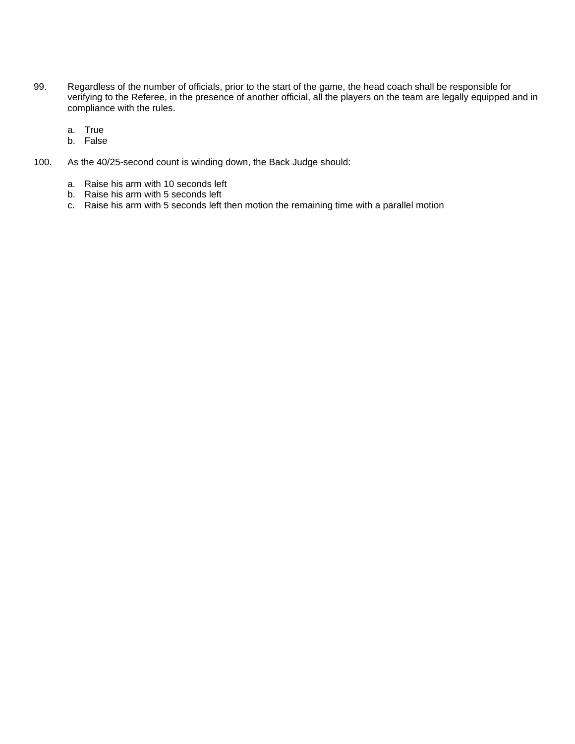99. Regardless of the number of officials, prior to the start of the game, the head coach shall be responsible for verifying to the Referee, in the presence of another official, all the players on the team are legally equipped and in compliance with the rules.

    a. True
    b. False

100. As the 40/25-second count is winding down, the Back Judge should:

    a. Raise his arm with 10 seconds left
    b. Raise his arm with 5 seconds left
    c. Raise his arm with 5 seconds left then motion the remaining time with a parallel motion